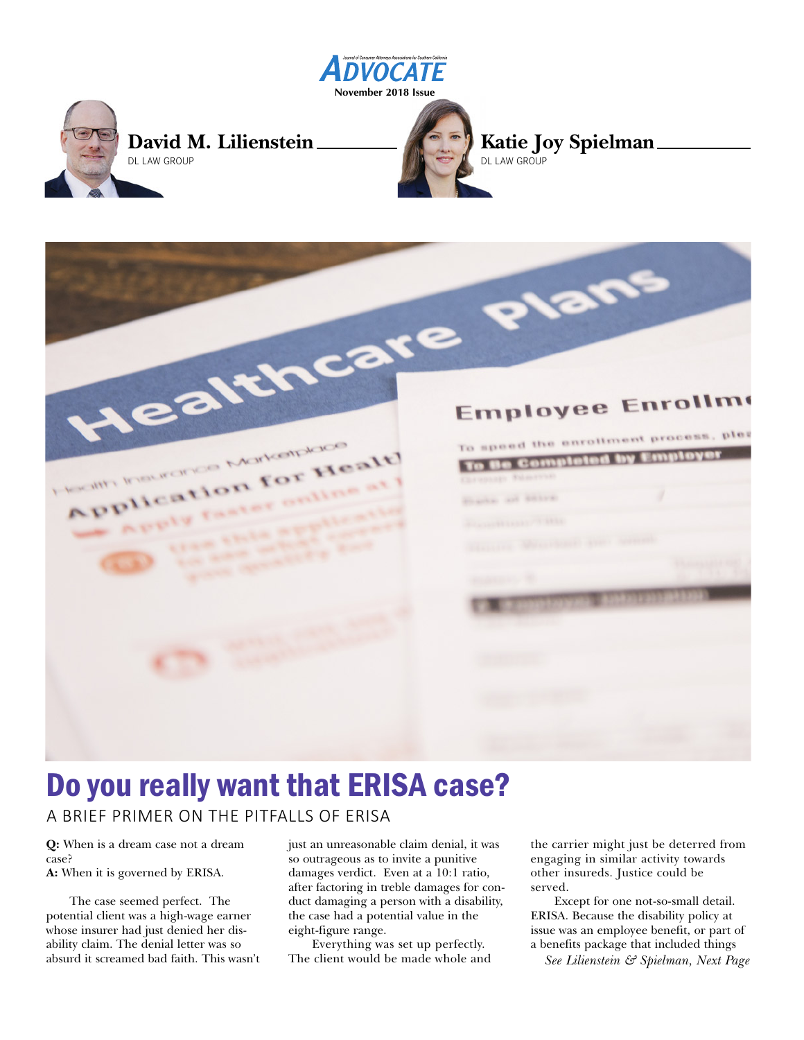David M. Lilienstein
DL LAW GROUP

Katie Joy Spielman
DL LAW GROUP

# Do you really want that ERISA case?

## A BRIEF PRIMER ON THE PITFALLS OF ERISA

**Q:** When is a dream case not a dream case?
**A:** When it is governed by ERISA.

The case seemed perfect. The potential client was a high-wage earner whose insurer had just denied her disability claim. The denial letter was so absurd it screamed bad faith. This wasn't just an unreasonable claim denial, it was so outrageous as to invite a punitive damages verdict. Even at a 10:1 ratio, after factoring in treble damages for conduct damaging a person with a disability, the case had a potential value in the eight-figure range.

Everything was set up perfectly. The client would be made whole and the carrier might just be deterred from engaging in similar activity towards other insureds. Justice could be served.

Except for one not-so-small detail. ERISA. Because the disability policy at issue was an employee benefit, or part of a benefits package that included things

*See Lilienstein & Spielman, Next Page*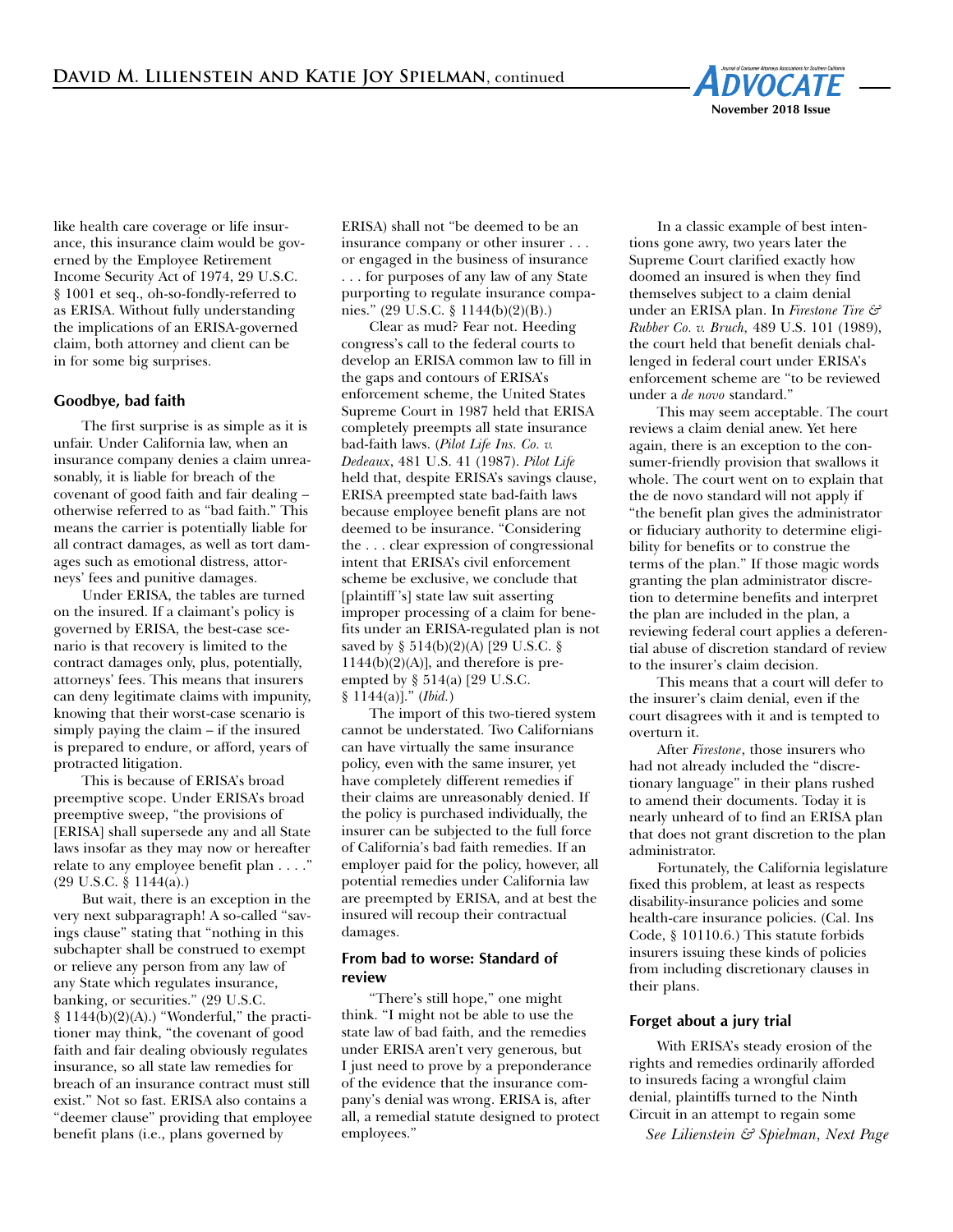like health care coverage or life insurance, this insurance claim would be governed by the Employee Retirement Income Security Act of 1974, 29 U.S.C. § 1001 et seq., oh-so-fondly-referred to as ERISA. Without fully understanding the implications of an ERISA-governed claim, both attorney and client can be in for some big surprises.

### Goodbye, bad faith

The first surprise is as simple as it is unfair. Under California law, when an insurance company denies a claim unreasonably, it is liable for breach of the covenant of good faith and fair dealing – otherwise referred to as "bad faith." This means the carrier is potentially liable for all contract damages, as well as tort damages such as emotional distress, attorneys' fees and punitive damages.

Under ERISA, the tables are turned on the insured. If a claimant's policy is governed by ERISA, the best-case scenario is that recovery is limited to the contract damages only, plus, potentially, attorneys' fees. This means that insurers can deny legitimate claims with impunity, knowing that their worst-case scenario is simply paying the claim – if the insured is prepared to endure, or afford, years of protracted litigation.

This is because of ERISA's broad preemptive scope. Under ERISA's broad preemptive sweep, "the provisions of [ERISA] shall supersede any and all State laws insofar as they may now or hereafter relate to any employee benefit plan . . . ." (29 U.S.C. § 1144(a).)

But wait, there is an exception in the very next subparagraph! A so-called "savings clause" stating that "nothing in this subchapter shall be construed to exempt or relieve any person from any law of any State which regulates insurance, banking, or securities." (29 U.S.C. § 1144(b)(2)(A).) "Wonderful," the practitioner may think, "the covenant of good faith and fair dealing obviously regulates insurance, so all state law remedies for breach of an insurance contract must still exist." Not so fast. ERISA also contains a "deemer clause" providing that employee benefit plans (i.e., plans governed by ERISA) shall not "be deemed to be an insurance company or other insurer . . . or engaged in the business of insurance . . . for purposes of any law of any State purporting to regulate insurance companies." (29 U.S.C. § 1144(b)(2)(B).)

Clear as mud? Fear not. Heeding congress's call to the federal courts to develop an ERISA common law to fill in the gaps and contours of ERISA's enforcement scheme, the United States Supreme Court in 1987 held that ERISA completely preempts all state insurance bad-faith laws. (*Pilot Life Ins. Co. v. Dedeaux*, 481 U.S. 41 (1987). *Pilot Life* held that, despite ERISA's savings clause, ERISA preempted state bad-faith laws because employee benefit plans are not deemed to be insurance. "Considering the . . . clear expression of congressional intent that ERISA's civil enforcement scheme be exclusive, we conclude that [plaintiff's] state law suit asserting improper processing of a claim for benefits under an ERISA-regulated plan is not saved by § 514(b)(2)(A) [29 U.S.C. § 1144(b)(2)(A)], and therefore is preempted by § 514(a) [29 U.S.C. § 1144(a)]." (*Ibid.*)

The import of this two-tiered system cannot be understated. Two Californians can have virtually the same insurance policy, even with the same insurer, yet have completely different remedies if their claims are unreasonably denied. If the policy is purchased individually, the insurer can be subjected to the full force of California's bad faith remedies. If an employer paid for the policy, however, all potential remedies under California law are preempted by ERISA, and at best the insured will recoup their contractual damages.

### From bad to worse: Standard of review

"There's still hope," one might think. "I might not be able to use the state law of bad faith, and the remedies under ERISA aren't very generous, but I just need to prove by a preponderance of the evidence that the insurance company's denial was wrong. ERISA is, after all, a remedial statute designed to protect employees."

In a classic example of best intentions gone awry, two years later the Supreme Court clarified exactly how doomed an insured is when they find themselves subject to a claim denial under an ERISA plan. In *Firestone Tire & Rubber Co. v. Bruch*, 489 U.S. 101 (1989), the court held that benefit denials challenged in federal court under ERISA's enforcement scheme are "to be reviewed under a *de novo* standard."

This may seem acceptable. The court reviews a claim denial anew. Yet here again, there is an exception to the consumer-friendly provision that swallows it whole. The court went on to explain that the de novo standard will not apply if "the benefit plan gives the administrator or fiduciary authority to determine eligibility for benefits or to construe the terms of the plan." If those magic words granting the plan administrator discretion to determine benefits and interpret the plan are included in the plan, a reviewing federal court applies a deferential abuse of discretion standard of review to the insurer's claim decision.

This means that a court will defer to the insurer's claim denial, even if the court disagrees with it and is tempted to overturn it.

After *Firestone*, those insurers who had not already included the "discretionary language" in their plans rushed to amend their documents. Today it is nearly unheard of to find an ERISA plan that does not grant discretion to the plan administrator.

Fortunately, the California legislature fixed this problem, at least as respects disability-insurance policies and some health-care insurance policies. (Cal. Ins Code, § 10110.6.) This statute forbids insurers issuing these kinds of policies from including discretionary clauses in their plans.

### Forget about a jury trial

With ERISA's steady erosion of the rights and remedies ordinarily afforded to insureds facing a wrongful claim denial, plaintiffs turned to the Ninth Circuit in an attempt to regain some

*See Lilienstein & Spielman, Next Page*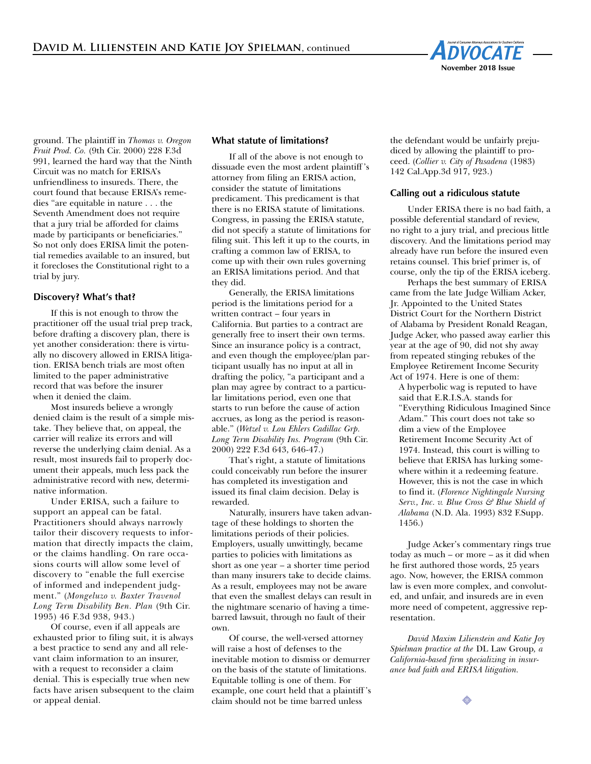ground. The plaintiff in *Thomas v. Oregon Fruit Prod. Co.* (9th Cir. 2000) 228 F.3d 991, learned the hard way that the Ninth Circuit was no match for ERISA's unfriendliness to insureds. There, the court found that because ERISA's remedies "are equitable in nature . . . the Seventh Amendment does not require that a jury trial be afforded for claims made by participants or beneficiaries." So not only does ERISA limit the potential remedies available to an insured, but it forecloses the Constitutional right to a trial by jury.

### Discovery? What's that?

If this is not enough to throw the practitioner off the usual trial prep track, before drafting a discovery plan, there is yet another consideration: there is virtually no discovery allowed in ERISA litigation. ERISA bench trials are most often limited to the paper administrative record that was before the insurer when it denied the claim.

Most insureds believe a wrongly denied claim is the result of a simple mistake. They believe that, on appeal, the carrier will realize its errors and will reverse the underlying claim denial. As a result, most insureds fail to properly document their appeals, much less pack the administrative record with new, determinative information.

Under ERISA, such a failure to support an appeal can be fatal. Practitioners should always narrowly tailor their discovery requests to information that directly impacts the claim, or the claims handling. On rare occasions courts will allow some level of discovery to "enable the full exercise of informed and independent judgment." (*Mongeluzo v. Baxter Travenol Long Term Disability Ben. Plan* (9th Cir. 1995) 46 F.3d 938, 943.)

Of course, even if all appeals are exhausted prior to filing suit, it is always a best practice to send any and all relevant claim information to an insurer, with a request to reconsider a claim denial. This is especially true when new facts have arisen subsequent to the claim or appeal denial.

### What statute of limitations?

If all of the above is not enough to dissuade even the most ardent plaintiff's attorney from filing an ERISA action, consider the statute of limitations predicament. This predicament is that there is no ERISA statute of limitations. Congress, in passing the ERISA statute, did not specify a statute of limitations for filing suit. This left it up to the courts, in crafting a common law of ERISA, to come up with their own rules governing an ERISA limitations period. And that they did.

Generally, the ERISA limitations period is the limitations period for a written contract – four years in California. But parties to a contract are generally free to insert their own terms. Since an insurance policy is a contract, and even though the employee/plan participant usually has no input at all in drafting the policy, "a participant and a plan may agree by contract to a particular limitations period, even one that starts to run before the cause of action accrues, as long as the period is reasonable." (*Wetzel v. Lou Ehlers Cadillac Grp. Long Term Disability Ins. Program* (9th Cir. 2000) 222 F.3d 643, 646-47.)

That's right, a statute of limitations could conceivably run before the insurer has completed its investigation and issued its final claim decision. Delay is rewarded.

Naturally, insurers have taken advantage of these holdings to shorten the limitations periods of their policies. Employers, usually unwittingly, became parties to policies with limitations as short as one year – a shorter time period than many insurers take to decide claims. As a result, employees may not be aware that even the smallest delays can result in the nightmare scenario of having a time-barred lawsuit, through no fault of their own.

Of course, the well-versed attorney will raise a host of defenses to the inevitable motion to dismiss or demurrer on the basis of the statute of limitations. Equitable tolling is one of them. For example, one court held that a plaintiff's claim should not be time barred unless the defendant would be unfairly prejudiced by allowing the plaintiff to proceed. (*Collier v. City of Pasadena* (1983) 142 Cal.App.3d 917, 923.)

### Calling out a ridiculous statute

Under ERISA there is no bad faith, a possible deferential standard of review, no right to a jury trial, and precious little discovery. And the limitations period may already have run before the insured even retains counsel. This brief primer is, of course, only the tip of the ERISA iceberg.

Perhaps the best summary of ERISA came from the late Judge William Acker, Jr. Appointed to the United States District Court for the Northern District of Alabama by President Ronald Reagan, Judge Acker, who passed away earlier this year at the age of 90, did not shy away from repeated stinging rebukes of the Employee Retirement Income Security Act of 1974. Here is one of them:

> A hyperbolic wag is reputed to have said that E.R.I.S.A. stands for "Everything Ridiculous Imagined Since Adam." This court does not take so dim a view of the Employee Retirement Income Security Act of 1974. Instead, this court is willing to believe that ERISA has lurking somewhere within it a redeeming feature. However, this is not the case in which to find it. (*Florence Nightingale Nursing Serv., Inc. v. Blue Cross & Blue Shield of Alabama* (N.D. Ala. 1993) 832 F.Supp. 1456.)

Judge Acker's commentary rings true today as much – or more – as it did when he first authored those words, 25 years ago. Now, however, the ERISA common law is even more complex, and convoluted, and unfair, and insureds are in even more need of competent, aggressive representation.

*David Maxim Lilienstein and Katie Joy Spielman practice at the* DL Law Group, *a California-based firm specializing in insurance bad faith and ERISA litigation.*